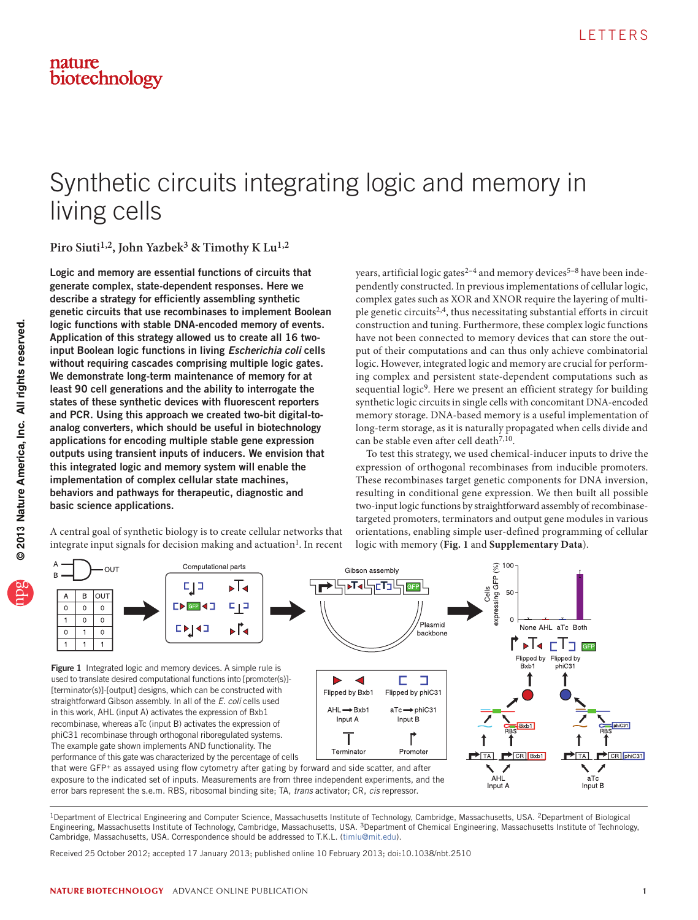# Synthetic circuits integrating logic and memory in living cells

**Piro Siuti[1,2], John Yazbek[3] & Timothy K Lu[1,2]**

**Logic and memory are essential functions of circuits that generate complex, state-dependent responses. Here we describe a strategy for efficiently assembling synthetic genetic circuits that use recombinases to implement Boolean logic functions with stable DNA-encoded memory of events. Application of this strategy allowed us to create all 16 two-input Boolean logic functions in living *Escherichia coli* cells without requiring cascades comprising multiple logic gates. We demonstrate long-term maintenance of memory for at least 90 cell generations and the ability to interrogate the states of these synthetic devices with fluorescent reporters and PCR. Using this approach we created two-bit digital-to-analog converters, which should be useful in biotechnology applications for encoding multiple stable gene expression outputs using transient inputs of inducers. We envision that this integrated logic and memory system will enable the implementation of complex cellular state machines, behaviors and pathways for therapeutic, diagnostic and basic science applications.**

A central goal of synthetic biology is to create cellular networks that integrate input signals for decision making and actuation[1]. In recent years, artificial logic gates[2–4] and memory devices[5–8] have been independently constructed. In previous implementations of cellular logic, complex gates such as XOR and XNOR require the layering of multiple genetic circuits[2,4], thus necessitating substantial efforts in circuit construction and tuning. Furthermore, these complex logic functions have not been connected to memory devices that can store the output of their computations and can thus only achieve combinatorial logic. However, integrated logic and memory are crucial for performing complex and persistent state-dependent computations such as sequential logic[9]. Here we present an efficient strategy for building synthetic logic circuits in single cells with concomitant DNA-encoded memory storage. DNA-based memory is a useful implementation of long-term storage, as it is naturally propagated when cells divide and can be stable even after cell death[7,10].

To test this strategy, we used chemical-inducer inputs to drive the expression of orthogonal recombinases from inducible promoters. These recombinases target genetic components for DNA inversion, resulting in conditional gene expression. We then built all possible two-input logic functions by straightforward assembly of recombinase-targeted promoters, terminators and output gene modules in various orientations, enabling simple user-defined programming of cellular logic with memory (**Fig. 1** and **Supplementary Data**).

| A | B | OUT |
|---|---|---|
| 0 | 0 | 0 |
| 1 | 0 | 0 |
| 0 | 1 | 0 |
| 1 | 1 | 1 |

**Figure 1** Integrated logic and memory devices. A simple rule is used to translate desired computational functions into [promoter(s)]-[terminator(s)]-[output] designs, which can be constructed with straightforward Gibson assembly. In all of the *E. coli* cells used in this work, AHL (input A) activates the expression of Bxb1 recombinase, whereas aTc (input B) activates the expression of phiC31 recombinase through orthogonal riboregulated systems. The example gate shown implements AND functionality. The performance of this gate was characterized by the percentage of cells that were GFP+ as assayed using flow cytometry after gating by forward and side scatter, and after exposure to the indicated set of inputs. Measurements are from three independent experiments, and the error bars represent the s.e.m. RBS, ribosomal binding site; TA, *trans* activator; CR, *cis* repressor.

[1]Department of Electrical Engineering and Computer Science, Massachusetts Institute of Technology, Cambridge, Massachusetts, USA. [2]Department of Biological Engineering, Massachusetts Institute of Technology, Cambridge, Massachusetts, USA. [3]Department of Chemical Engineering, Massachusetts Institute of Technology, Cambridge, Massachusetts, USA. Correspondence should be addressed to T.K.L. (timlu@mit.edu).

Received 25 October 2012; accepted 17 January 2013; published online 10 February 2013; doi:10.1038/nbt.2510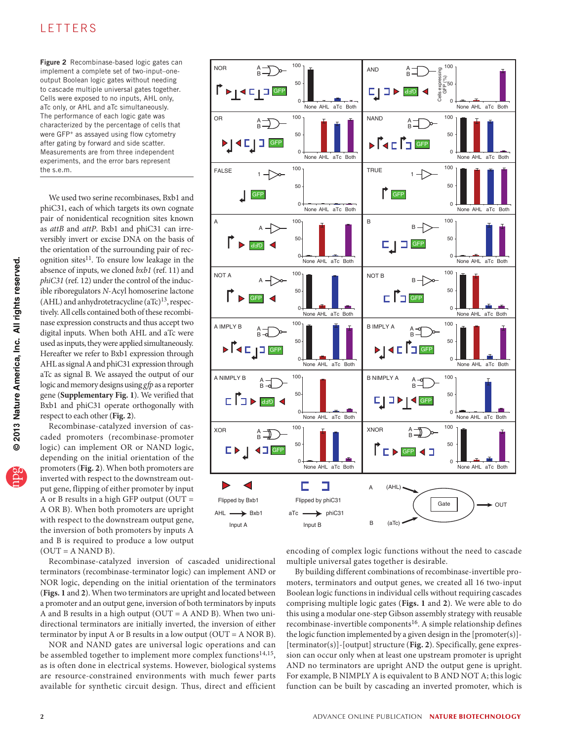**Figure 2** Recombinase-based logic gates can implement a complete set of two-input–one-output Boolean logic gates without needing to cascade multiple universal gates together. Cells were exposed to no inputs, AHL only, aTc only, or AHL and aTc simultaneously. The performance of each logic gate was characterized by the percentage of cells that were GFP+ as assayed using flow cytometry after gating by forward and side scatter. Measurements are from three independent experiments, and the error bars represent the s.e.m.

We used two serine recombinases, Bxb1 and phiC31, each of which targets its own cognate pair of nonidentical recognition sites known as *attB* and *attP*. Bxb1 and phiC31 can irreversibly invert or excise DNA on the basis of the orientation of the surrounding pair of recognition sites[11]. To ensure low leakage in the absence of inputs, we cloned *bxb1* (ref. 11) and *phiC31* (ref. 12) under the control of the inducible riboregulators *N*-Acyl homoserine lactone (AHL) and anhydrotetracycline (aTc)[13], respectively. All cells contained both of these recombinase expression constructs and thus accept two digital inputs. When both AHL and aTc were used as inputs, they were applied simultaneously. Hereafter we refer to Bxb1 expression through AHL as signal A and phiC31 expression through aTc as signal B. We assayed the output of our logic and memory designs using *gfp* as a reporter gene (**Supplementary Fig. 1**). We verified that Bxb1 and phiC31 operate orthogonally with respect to each other (**Fig. 2**).

Recombinase-catalyzed inversion of cascaded promoters (recombinase-promoter logic) can implement OR or NAND logic, depending on the initial orientation of the promoters (**Fig. 2**). When both promoters are inverted with respect to the downstream output gene, flipping of either promoter by input A or B results in a high GFP output (OUT = A OR B). When both promoters are upright with respect to the downstream output gene, the inversion of both promoters by inputs A and B is required to produce a low output (OUT = A NAND B).

Recombinase-catalyzed inversion of cascaded unidirectional terminators (recombinase-terminator logic) can implement AND or NOR logic, depending on the initial orientation of the terminators (**Figs. 1** and **2**). When two terminators are upright and located between a promoter and an output gene, inversion of both terminators by inputs A and B results in a high output (OUT = A AND B). When two unidirectional terminators are initially inverted, the inversion of either terminator by input A or B results in a low output (OUT = A NOR B).

NOR and NAND gates are universal logic operations and can be assembled together to implement more complex functions[14,15], as is often done in electrical systems. However, biological systems are resource-constrained environments with much fewer parts available for synthetic circuit design. Thus, direct and efficient encoding of complex logic functions without the need to cascade multiple universal gates together is desirable.

By building different combinations of recombinase-invertible promoters, terminators and output genes, we created all 16 two-input Boolean logic functions in individual cells without requiring cascades comprising multiple logic gates (**Figs. 1** and **2**). We were able to do this using a modular one-step Gibson assembly strategy with reusable recombinase-invertible components[16]. A simple relationship defines the logic function implemented by a given design in the [promoter(s)]-[terminator(s)]-[output] structure (**Fig. 2**). Specifically, gene expression can occur only when at least one upstream promoter is upright AND no terminators are upright AND the output gene is upright. For example, B NIMPLY A is equivalent to B AND NOT A; this logic function can be built by cascading an inverted promoter, which is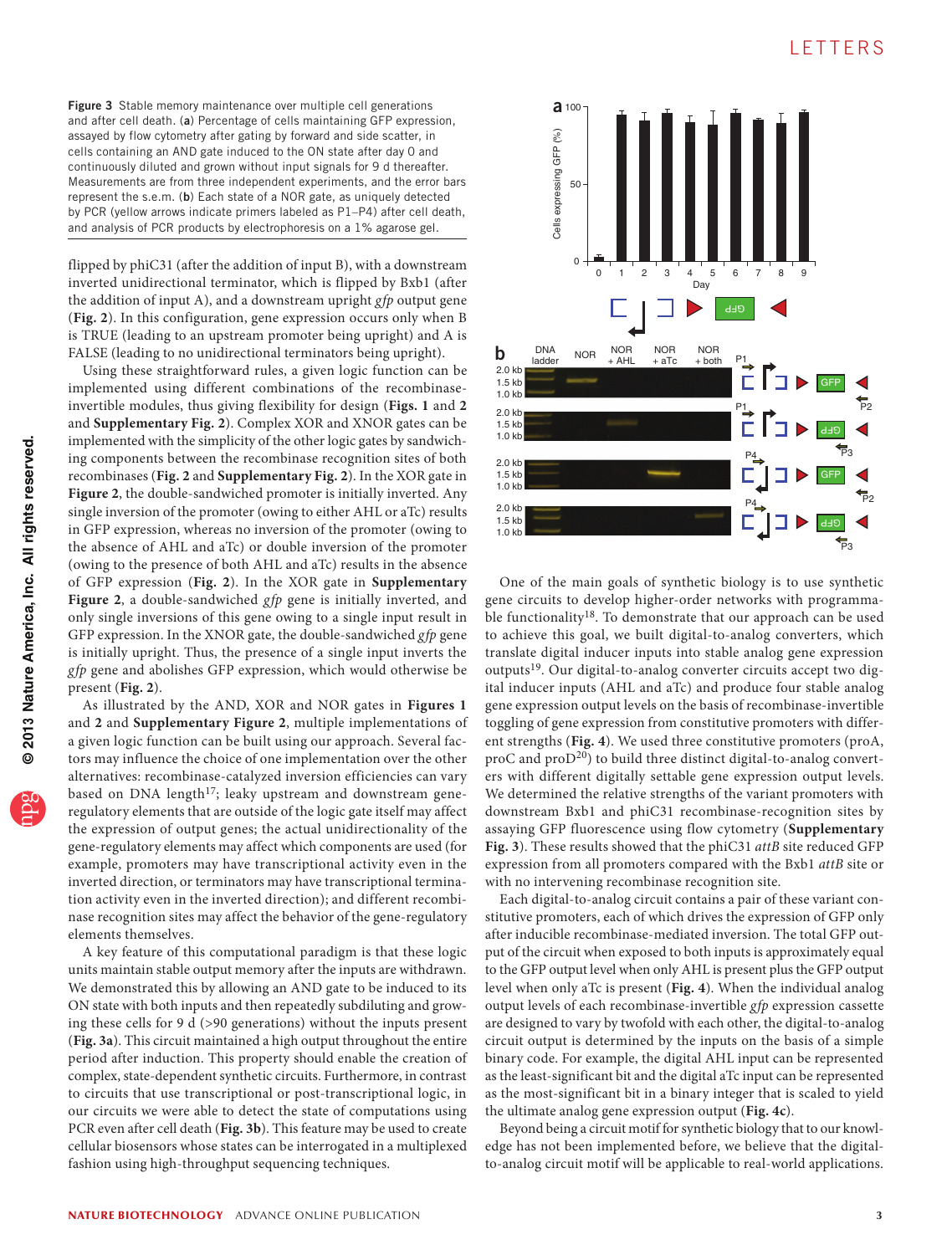**Figure 3** Stable memory maintenance over multiple cell generations and after cell death. (**a**) Percentage of cells maintaining GFP expression, assayed by flow cytometry after gating by forward and side scatter, in cells containing an AND gate induced to the ON state after day 0 and continuously diluted and grown without input signals for 9 d thereafter. Measurements are from three independent experiments, and the error bars represent the s.e.m. (**b**) Each state of a NOR gate, as uniquely detected by PCR (yellow arrows indicate primers labeled as P1–P4) after cell death, and analysis of PCR products by electrophoresis on a 1% agarose gel.

flipped by phiC31 (after the addition of input B), with a downstream inverted unidirectional terminator, which is flipped by Bxb1 (after the addition of input A), and a downstream upright *gfp* output gene (**Fig. 2**). In this configuration, gene expression occurs only when B is TRUE (leading to an upstream promoter being upright) and A is FALSE (leading to no unidirectional terminators being upright).

Using these straightforward rules, a given logic function can be implemented using different combinations of the recombinase-invertible modules, thus giving flexibility for design (**Figs. 1** and **2** and **Supplementary Fig. 2**). Complex XOR and XNOR gates can be implemented with the simplicity of the other logic gates by sandwiching components between the recombinase recognition sites of both recombinases (**Fig. 2** and **Supplementary Fig. 2**). In the XOR gate in **Figure 2**, the double-sandwiched promoter is initially inverted. Any single inversion of the promoter (owing to either AHL or aTc) results in GFP expression, whereas no inversion of the promoter (owing to the absence of AHL and aTc) or double inversion of the promoter (owing to the presence of both AHL and aTc) results in the absence of GFP expression (**Fig. 2**). In the XOR gate in **Supplementary Figure 2**, a double-sandwiched *gfp* gene is initially inverted, and only single inversions of this gene owing to a single input result in GFP expression. In the XNOR gate, the double-sandwiched *gfp* gene is initially upright. Thus, the presence of a single input inverts the *gfp* gene and abolishes GFP expression, which would otherwise be present (**Fig. 2**).

As illustrated by the AND, XOR and NOR gates in **Figures 1** and **2** and **Supplementary Figure 2**, multiple implementations of a given logic function can be built using our approach. Several factors may influence the choice of one implementation over the other alternatives: recombinase-catalyzed inversion efficiencies can vary based on DNA length[17]; leaky upstream and downstream gene-regulatory elements that are outside of the logic gate itself may affect the expression of output genes; the actual unidirectionality of the gene-regulatory elements may affect which components are used (for example, promoters may have transcriptional activity even in the inverted direction, or terminators may have transcriptional termination activity even in the inverted direction); and different recombinase recognition sites may affect the behavior of the gene-regulatory elements themselves.

A key feature of this computational paradigm is that these logic units maintain stable output memory after the inputs are withdrawn. We demonstrated this by allowing an AND gate to be induced to its ON state with both inputs and then repeatedly subdiluting and growing these cells for 9 d (>90 generations) without the inputs present (**Fig. 3a**). This circuit maintained a high output throughout the entire period after induction. This property should enable the creation of complex, state-dependent synthetic circuits. Furthermore, in contrast to circuits that use transcriptional or post-transcriptional logic, in our circuits we were able to detect the state of computations using PCR even after cell death (**Fig. 3b**). This feature may be used to create cellular biosensors whose states can be interrogated in a multiplexed fashion using high-throughput sequencing techniques.

One of the main goals of synthetic biology is to use synthetic gene circuits to develop higher-order networks with programmable functionality[18]. To demonstrate that our approach can be used to achieve this goal, we built digital-to-analog converters, which translate digital inducer inputs into stable analog gene expression outputs[19]. Our digital-to-analog converter circuits accept two digital inducer inputs (AHL and aTc) and produce four stable analog gene expression output levels on the basis of recombinase-invertible toggling of gene expression from constitutive promoters with different strengths (**Fig. 4**). We used three constitutive promoters (proA, proC and proD[20]) to build three distinct digital-to-analog converters with different digitally settable gene expression output levels. We determined the relative strengths of the variant promoters with downstream Bxb1 and phiC31 recombinase-recognition sites by assaying GFP fluorescence using flow cytometry (**Supplementary Fig. 3**). These results showed that the phiC31 *attB* site reduced GFP expression from all promoters compared with the Bxb1 *attB* site or with no intervening recombinase recognition site.

Each digital-to-analog circuit contains a pair of these variant constitutive promoters, each of which drives the expression of GFP only after inducible recombinase-mediated inversion. The total GFP output of the circuit when exposed to both inputs is approximately equal to the GFP output level when only AHL is present plus the GFP output level when only aTc is present (**Fig. 4**). When the individual analog output levels of each recombinase-invertible *gfp* expression cassette are designed to vary by twofold with each other, the digital-to-analog circuit output is determined by the inputs on the basis of a simple binary code. For example, the digital AHL input can be represented as the least-significant bit and the digital aTc input can be represented as the most-significant bit in a binary integer that is scaled to yield the ultimate analog gene expression output (**Fig. 4c**).

Beyond being a circuit motif for synthetic biology that to our knowledge has not been implemented before, we believe that the digital-to-analog circuit motif will be applicable to real-world applications.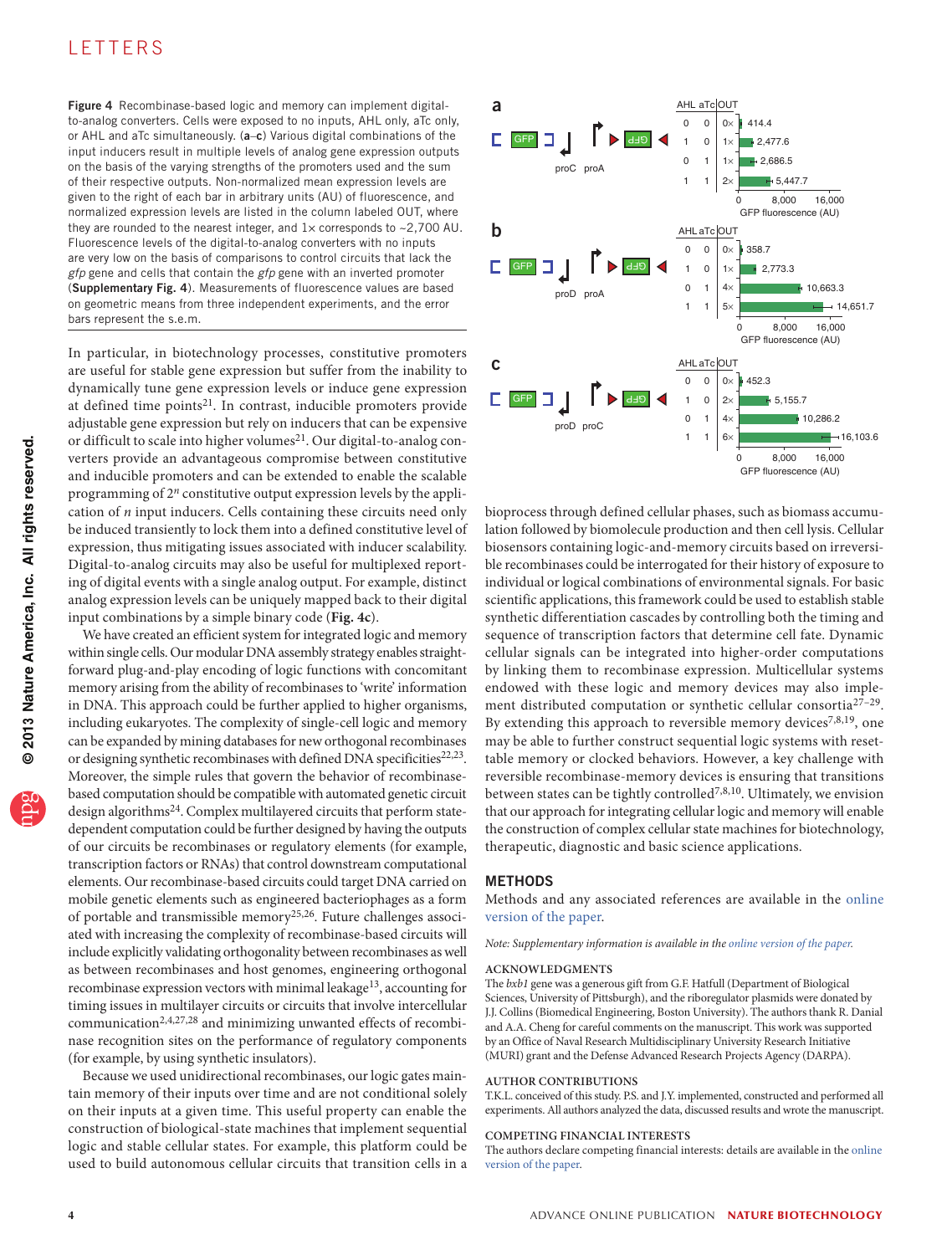Figure 4 Recombinase-based logic and memory can implement digital-to-analog converters. Cells were exposed to no inputs, AHL only, aTc only, or AHL and aTc simultaneously. (**a**–**c**) Various digital combinations of the input inducers result in multiple levels of analog gene expression outputs on the basis of the varying strengths of the promoters used and the sum of their respective outputs. Non-normalized mean expression levels are given to the right of each bar in arbitrary units (AU) of fluorescence, and normalized expression levels are listed in the column labeled OUT, where they are rounded to the nearest integer, and 1× corresponds to ~2,700 AU. Fluorescence levels of the digital-to-analog converters with no inputs are very low on the basis of comparisons to control circuits that lack the *gfp* gene and cells that contain the *gfp* gene with an inverted promoter (**Supplementary Fig. 4**). Measurements of fluorescence values are based on geometric means from three independent experiments, and the error bars represent the s.e.m.

a

GFP proC proA GFP

AHL aTc OUT
0 0 0× 414.4
1 0 1× 2,477.6
0 1 1× 2,686.5
1 1 2× 5,447.7
0 8,000 16,000
GFP fluorescence (AU)

b

GFP proD proA GFP

AHL aTc OUT
0 0 0× 358.7
1 0 1× 2,773.3
0 1 4× 10,663.3
1 1 5× 14,651.7
0 8,000 16,000
GFP fluorescence (AU)

c

GFP proD proC GFP

AHL aTc OUT
0 0 0× 452.3
1 0 2× 5,155.7
0 1 4× 10,286.2
1 1 6× 16,103.6
0 8,000 16,000
GFP fluorescence (AU)

In particular, in biotechnology processes, constitutive promoters are useful for stable gene expression but suffer from the inability to dynamically tune gene expression levels or induce gene expression at defined time points[21]. In contrast, inducible promoters provide adjustable gene expression but rely on inducers that can be expensive or difficult to scale into higher volumes[21]. Our digital-to-analog converters provide an advantageous compromise between constitutive and inducible promoters and can be extended to enable the scalable programming of $2^n$ constitutive output expression levels by the application of $n$ input inducers. Cells containing these circuits need only be induced transiently to lock them into a defined constitutive level of expression, thus mitigating issues associated with inducer scalability. Digital-to-analog circuits may also be useful for multiplexed reporting of digital events with a single analog output. For example, distinct analog expression levels can be uniquely mapped back to their digital input combinations by a simple binary code (**Fig. 4c**).

We have created an efficient system for integrated logic and memory within single cells. Our modular DNA assembly strategy enables straightforward plug-and-play encoding of logic functions with concomitant memory arising from the ability of recombinases to 'write' information in DNA. This approach could be further applied to higher organisms, including eukaryotes. The complexity of single-cell logic and memory can be expanded by mining databases for new orthogonal recombinases or designing synthetic recombinases with defined DNA specificities[22,23]. Moreover, the simple rules that govern the behavior of recombinase-based computation should be compatible with automated genetic circuit design algorithms[24]. Complex multilayered circuits that perform state-dependent computation could be further designed by having the outputs of our circuits be recombinases or regulatory elements (for example, transcription factors or RNAs) that control downstream computational elements. Our recombinase-based circuits could target DNA carried on mobile genetic elements such as engineered bacteriophages as a form of portable and transmissible memory[25,26]. Future challenges associated with increasing the complexity of recombinase-based circuits will include explicitly validating orthogonality between recombinases as well as between recombinases and host genomes, engineering orthogonal recombinase expression vectors with minimal leakage[13], accounting for timing issues in multilayer circuits or circuits that involve intercellular communication[2,4,27,28] and minimizing unwanted effects of recombinase recognition sites on the performance of regulatory components (for example, by using synthetic insulators).

Because we used unidirectional recombinases, our logic gates maintain memory of their inputs over time and are not conditional solely on their inputs at a given time. This useful property can enable the construction of biological-state machines that implement sequential logic and stable cellular states. For example, this platform could be used to build autonomous cellular circuits that transition cells in a bioprocess through defined cellular phases, such as biomass accumulation followed by biomolecule production and then cell lysis. Cellular biosensors containing logic-and-memory circuits based on irreversible recombinases could be interrogated for their history of exposure to individual or logical combinations of environmental signals. For basic scientific applications, this framework could be used to establish stable synthetic differentiation cascades by controlling both the timing and sequence of transcription factors that determine cell fate. Dynamic cellular signals can be integrated into higher-order computations by linking them to recombinase expression. Multicellular systems endowed with these logic and memory devices may also implement distributed computation or synthetic cellular consortia[27–29]. By extending this approach to reversible memory devices[7,8,19], one may be able to further construct sequential logic systems with resettable memory or clocked behaviors. However, a key challenge with reversible recombinase-memory devices is ensuring that transitions between states can be tightly controlled[7,8,10]. Ultimately, we envision that our approach for integrating cellular logic and memory will enable the construction of complex cellular state machines for biotechnology, therapeutic, diagnostic and basic science applications.

## METHODS

Methods and any associated references are available in the online version of the paper.

*Note: Supplementary information is available in the online version of the paper.*

### ACKNOWLEDGMENTS

The *bxb1* gene was a generous gift from G.F. Hatfull (Department of Biological Sciences, University of Pittsburgh), and the riboregulator plasmids were donated by J.J. Collins (Biomedical Engineering, Boston University). The authors thank R. Danial and A.A. Cheng for careful comments on the manuscript. This work was supported by an Office of Naval Research Multidisciplinary University Research Initiative (MURI) grant and the Defense Advanced Research Projects Agency (DARPA).

### AUTHOR CONTRIBUTIONS

T.K.L. conceived of this study. P.S. and J.Y. implemented, constructed and performed all experiments. All authors analyzed the data, discussed results and wrote the manuscript.

### COMPETING FINANCIAL INTERESTS

The authors declare competing financial interests: details are available in the online version of the paper.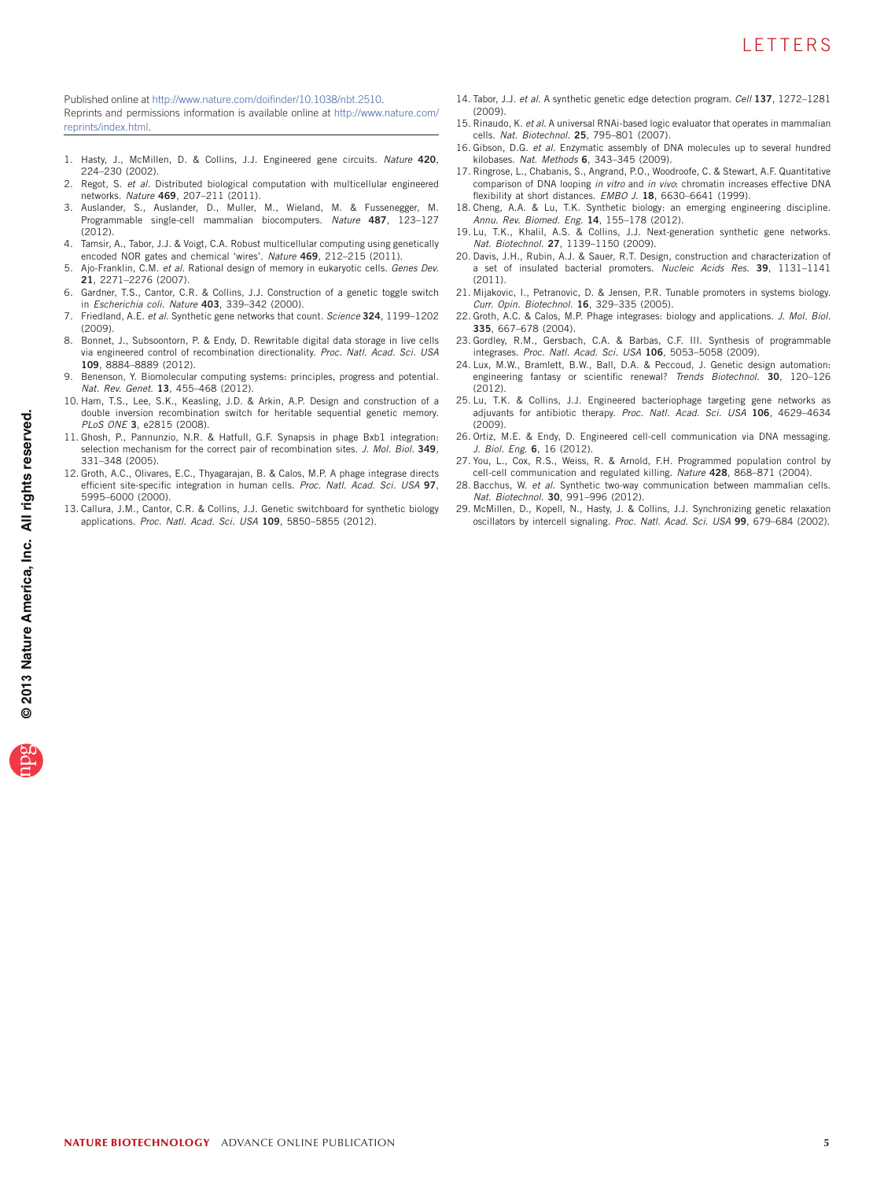Published online at http://www.nature.com/doifinder/10.1038/nbt.2510.
Reprints and permissions information is available online at http://www.nature.com/reprints/index.html.

1. Hasty, J., McMillen, D. & Collins, J.J. Engineered gene circuits. *Nature* **420**, 224–230 (2002).
2. Regot, S. *et al.* Distributed biological computation with multicellular engineered networks. *Nature* **469**, 207–211 (2011).
3. Auslander, S., Auslander, D., Muller, M., Wieland, M. & Fussenegger, M. Programmable single-cell mammalian biocomputers. *Nature* **487**, 123–127 (2012).
4. Tamsir, A., Tabor, J.J. & Voigt, C.A. Robust multicellular computing using genetically encoded NOR gates and chemical 'wires'. *Nature* **469**, 212–215 (2011).
5. Ajo-Franklin, C.M. *et al.* Rational design of memory in eukaryotic cells. *Genes Dev.* **21**, 2271–2276 (2007).
6. Gardner, T.S., Cantor, C.R. & Collins, J.J. Construction of a genetic toggle switch in *Escherichia coli*. *Nature* **403**, 339–342 (2000).
7. Friedland, A.E. *et al.* Synthetic gene networks that count. *Science* **324**, 1199–1202 (2009).
8. Bonnet, J., Subsoontorn, P. & Endy, D. Rewritable digital data storage in live cells via engineered control of recombination directionality. *Proc. Natl. Acad. Sci. USA* **109**, 8884–8889 (2012).
9. Benenson, Y. Biomolecular computing systems: principles, progress and potential. *Nat. Rev. Genet.* **13**, 455–468 (2012).
10. Ham, T.S., Lee, S.K., Keasling, J.D. & Arkin, A.P. Design and construction of a double inversion recombination switch for heritable sequential genetic memory. *PLoS ONE* **3**, e2815 (2008).
11. Ghosh, P., Pannunzio, N.R. & Hatfull, G.F. Synapsis in phage Bxb1 integration: selection mechanism for the correct pair of recombination sites. *J. Mol. Biol.* **349**, 331–348 (2005).
12. Groth, A.C., Olivares, E.C., Thyagarajan, B. & Calos, M.P. A phage integrase directs efficient site-specific integration in human cells. *Proc. Natl. Acad. Sci. USA* **97**, 5995–6000 (2000).
13. Callura, J.M., Cantor, C.R. & Collins, J.J. Genetic switchboard for synthetic biology applications. *Proc. Natl. Acad. Sci. USA* **109**, 5850–5855 (2012).
14. Tabor, J.J. *et al.* A synthetic genetic edge detection program. *Cell* **137**, 1272–1281 (2009).
15. Rinaudo, K. *et al.* A universal RNAi-based logic evaluator that operates in mammalian cells. *Nat. Biotechnol.* **25**, 795–801 (2007).
16. Gibson, D.G. *et al.* Enzymatic assembly of DNA molecules up to several hundred kilobases. *Nat. Methods* **6**, 343–345 (2009).
17. Ringrose, L., Chabanis, S., Angrand, P.O., Woodroofe, C. & Stewart, A.F. Quantitative comparison of DNA looping *in vitro* and *in vivo*: chromatin increases effective DNA flexibility at short distances. *EMBO J.* **18**, 6630–6641 (1999).
18. Cheng, A.A. & Lu, T.K. Synthetic biology: an emerging engineering discipline. *Annu. Rev. Biomed. Eng.* **14**, 155–178 (2012).
19. Lu, T.K., Khalil, A.S. & Collins, J.J. Next-generation synthetic gene networks. *Nat. Biotechnol.* **27**, 1139–1150 (2009).
20. Davis, J.H., Rubin, A.J. & Sauer, R.T. Design, construction and characterization of a set of insulated bacterial promoters. *Nucleic Acids Res.* **39**, 1131–1141 (2011).
21. Mijakovic, I., Petranovic, D. & Jensen, P.R. Tunable promoters in systems biology. *Curr. Opin. Biotechnol.* **16**, 329–335 (2005).
22. Groth, A.C. & Calos, M.P. Phage integrases: biology and applications. *J. Mol. Biol.* **335**, 667–678 (2004).
23. Gordley, R.M., Gersbach, C.A. & Barbas, C.F. III. Synthesis of programmable integrases. *Proc. Natl. Acad. Sci. USA* **106**, 5053–5058 (2009).
24. Lux, M.W., Bramlett, B.W., Ball, D.A. & Peccoud, J. Genetic design automation: engineering fantasy or scientific renewal? *Trends Biotechnol.* **30**, 120–126 (2012).
25. Lu, T.K. & Collins, J.J. Engineered bacteriophage targeting gene networks as adjuvants for antibiotic therapy. *Proc. Natl. Acad. Sci. USA* **106**, 4629–4634 (2009).
26. Ortiz, M.E. & Endy, D. Engineered cell-cell communication via DNA messaging. *J. Biol. Eng.* **6**, 16 (2012).
27. You, L., Cox, R.S., Weiss, R. & Arnold, F.H. Programmed population control by cell-cell communication and regulated killing. *Nature* **428**, 868–871 (2004).
28. Bacchus, W. *et al.* Synthetic two-way communication between mammalian cells. *Nat. Biotechnol.* **30**, 991–996 (2012).
29. McMillen, D., Kopell, N., Hasty, J. & Collins, J.J. Synchronizing genetic relaxation oscillators by intercell signaling. *Proc. Natl. Acad. Sci. USA* **99**, 679–684 (2002).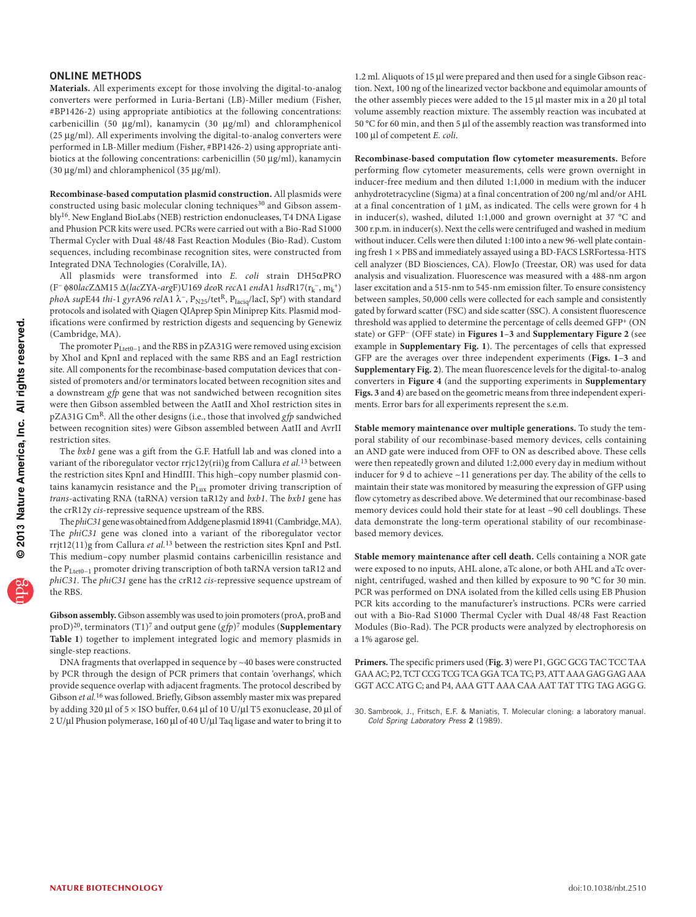## ONLINE METHODS

**Materials.** All experiments except for those involving the digital-to-analog converters were performed in Luria-Bertani (LB)-Miller medium (Fisher, #BP1426-2) using appropriate antibiotics at the following concentrations: carbenicillin (50 μg/ml), kanamycin (30 μg/ml) and chloramphenicol (25 μg/ml). All experiments involving the digital-to-analog converters were performed in LB-Miller medium (Fisher, #BP1426-2) using appropriate antibiotics at the following concentrations: carbenicillin (50 μg/ml), kanamycin (30 μg/ml) and chloramphenicol (35 μg/ml).

**Recombinase-based computation plasmid construction.** All plasmids were constructed using basic molecular cloning techniques[30] and Gibson assembly[16]. New England BioLabs (NEB) restriction endonucleases, T4 DNA Ligase and Phusion PCR kits were used. PCRs were carried out with a Bio-Rad S1000 Thermal Cycler with Dual 48/48 Fast Reaction Modules (Bio-Rad). Custom sequences, including recombinase recognition sites, were constructed from Integrated DNA Technologies (Coralville, IA).

All plasmids were transformed into *E. coli* strain DH5αPRO ($F^-$ ϕ80*lac*ZΔM15 Δ(*lac*ZYA-*arg*F)U169 *deo*R *rec*A1 *end*A1 *hsd*R17($r_k^-$, $m_k^+$) *pho*A *sup*E44 *thi*-1 *gyr*A96 *rel*A1 $\lambda^-$, $P_{N25}$/tet$^R$, $P_{laciq}$/lacI, Sp$^r$) with standard protocols and isolated with Qiagen QIAprep Spin Miniprep Kits. Plasmid modifications were confirmed by restriction digests and sequencing by Genewiz (Cambridge, MA).

The promoter $P_{Ltet0-1}$ and the RBS in pZA31G were removed using excision by XhoI and KpnI and replaced with the same RBS and an EagI restriction site. All components for the recombinase-based computation devices that consisted of promoters and/or terminators located between recognition sites and a downstream *gfp* gene that was not sandwiched between recognition sites were then Gibson assembled between the AatII and XhoI restriction sites in pZA31G Cm$^R$. All the other designs (i.e., those that involved *gfp* sandwiched between recognition sites) were Gibson assembled between AatII and AvrII restriction sites.

The *bxb1* gene was a gift from the G.F. Hatfull lab and was cloned into a variant of the riboregulator vector rrjc12y(rii)g from Callura *et al.*[13] between the restriction sites KpnI and HindIII. This high–copy number plasmid contains kanamycin resistance and the $P_{Lux}$ promoter driving transcription of *trans*-activating RNA (taRNA) version taR12y and *bxb1*. The *bxb1* gene has the crR12y *cis*-repressive sequence upstream of the RBS.

The *phiC31* gene was obtained from Addgene plasmid 18941 (Cambridge, MA). The *phiC31* gene was cloned into a variant of the riboregulator vector rrjt12(11)g from Callura *et al.*[13] between the restriction sites KpnI and PstI. This medium–copy number plasmid contains carbenicillin resistance and the $P_{Ltet0-1}$ promoter driving transcription of both taRNA version taR12 and *phiC31*. The *phiC31* gene has the crR12 *cis*-repressive sequence upstream of the RBS.

**Gibson assembly.** Gibson assembly was used to join promoters (proA, proB and proD)[20], terminators (T1)[7] and output gene (*gfp*)[7] modules (**Supplementary Table 1**) together to implement integrated logic and memory plasmids in single-step reactions.

DNA fragments that overlapped in sequence by ~40 bases were constructed by PCR through the design of PCR primers that contain 'overhangs', which provide sequence overlap with adjacent fragments. The protocol described by Gibson *et al.*[16] was followed. Briefly, Gibson assembly master mix was prepared by adding 320 μl of 5 × ISO buffer, 0.64 μl of 10 U/μl T5 exonuclease, 20 μl of 2 U/μl Phusion polymerase, 160 μl of 40 U/μl Taq ligase and water to bring it to 1.2 ml. Aliquots of 15 μl were prepared and then used for a single Gibson reaction. Next, 100 ng of the linearized vector backbone and equimolar amounts of the other assembly pieces were added to the 15 μl master mix in a 20 μl total volume assembly reaction mixture. The assembly reaction was incubated at 50 °C for 60 min, and then 5 μl of the assembly reaction was transformed into 100 μl of competent *E. coli*.

**Recombinase-based computation flow cytometer measurements.** Before performing flow cytometer measurements, cells were grown overnight in inducer-free medium and then diluted 1:1,000 in medium with the inducer anhydrotetracycline (Sigma) at a final concentration of 200 ng/ml and/or AHL at a final concentration of 1 μM, as indicated. The cells were grown for 4 h in inducer(s), washed, diluted 1:1,000 and grown overnight at 37 °C and 300 r.p.m. in inducer(s). Next the cells were centrifuged and washed in medium without inducer. Cells were then diluted 1:100 into a new 96-well plate containing fresh 1 × PBS and immediately assayed using a BD-FACS LSRFortessa-HTS cell analyzer (BD Biosciences, CA). FlowJo (Treestar, OR) was used for data analysis and visualization. Fluorescence was measured with a 488-nm argon laser excitation and a 515-nm to 545-nm emission filter. To ensure consistency between samples, 50,000 cells were collected for each sample and consistently gated by forward scatter (FSC) and side scatter (SSC). A consistent fluorescence threshold was applied to determine the percentage of cells deemed GFP$^+$ (ON state) or GFP$^-$ (OFF state) in **Figures 1**–**3** and **Supplementary Figure 2** (see example in **Supplementary Fig. 1**). The percentages of cells that expressed GFP are the averages over three independent experiments (**Figs. 1**–**3** and **Supplementary Fig. 2**). The mean fluorescence levels for the digital-to-analog converters in **Figure 4** (and the supporting experiments in **Supplementary Figs. 3** and **4**) are based on the geometric means from three independent experiments. Error bars for all experiments represent the s.e.m.

**Stable memory maintenance over multiple generations.** To study the temporal stability of our recombinase-based memory devices, cells containing an AND gate were induced from OFF to ON as described above. These cells were then repeatedly grown and diluted 1:2,000 every day in medium without inducer for 9 d to achieve ~11 generations per day. The ability of the cells to maintain their state was monitored by measuring the expression of GFP using flow cytometry as described above. We determined that our recombinase-based memory devices could hold their state for at least ~90 cell doublings. These data demonstrate the long-term operational stability of our recombinase-based memory devices.

**Stable memory maintenance after cell death.** Cells containing a NOR gate were exposed to no inputs, AHL alone, aTc alone, or both AHL and aTc overnight, centrifuged, washed and then killed by exposure to 90 °C for 30 min. PCR was performed on DNA isolated from the killed cells using EB Phusion PCR kits according to the manufacturer's instructions. PCRs were carried out with a Bio-Rad S1000 Thermal Cycler with Dual 48/48 Fast Reaction Modules (Bio-Rad). The PCR products were analyzed by electrophoresis on a 1% agarose gel.

**Primers.** The specific primers used (**Fig. 3**) were P1, GGC GCG TAC TCC TAA GAA AC; P2, TCT CCG TCG TCA GGA TCA TC; P3, ATT AAA GAG GAG AAA GGT ACC ATG C; and P4, AAA GTT AAA CAA AAT TAT TTG TAG AGG G.

30. Sambrook, J., Fritsch, E.F. & Maniatis, T. Molecular cloning: a laboratory manual. *Cold Spring Harbor Laboratory Press* **2** (1989).